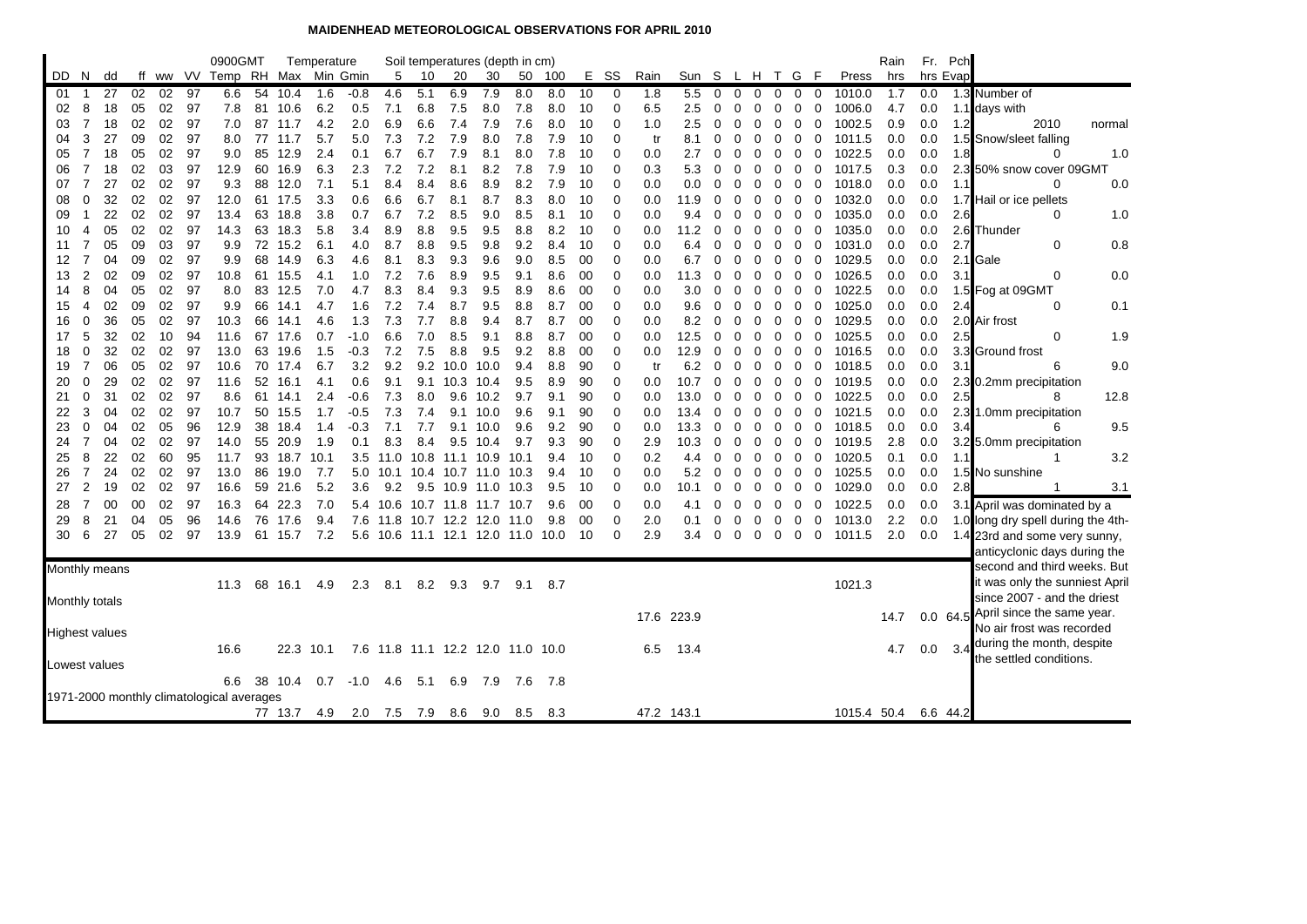# MAIDENHEAD METEOROLOGICAL OBSERVATIONS FOR APRIL 2010

| DD | N | dd | ff | ww | VV | 0900GMT Temp | RH | Temperature Max | Min | Gmin | Soil 5 | 10 | 20 | 30 | 50 | 100 | E | SS | Rain | Sun | S | L | H | T | G | F | Press | Rain hrs | Fr. hrs | Pch Evap |
|---|---|---|---|---|---|---|---|---|---|---|---|---|---|---|---|---|---|---|---|---|---|---|---|---|---|---|---|---|---|---|
| 01 | 1 | 27 | 02 | 02 | 97 | 6.6 | 54 | 10.4 | 1.6 | -0.8 | 4.6 | 5.1 | 6.9 | 7.9 | 8.0 | 8.0 | 10 | 0 | 1.8 | 5.5 | 0 | 0 | 0 | 0 | 0 | 0 | 1010.0 | 1.7 | 0.0 | 1.3 |
| 02 | 8 | 18 | 05 | 02 | 97 | 7.8 | 81 | 10.6 | 6.2 | 0.5 | 7.1 | 6.8 | 7.5 | 8.0 | 7.8 | 8.0 | 10 | 0 | 6.5 | 2.5 | 0 | 0 | 0 | 0 | 0 | 0 | 1006.0 | 4.7 | 0.0 | 1.1 |
| 03 | 7 | 18 | 02 | 02 | 97 | 7.0 | 87 | 11.7 | 4.2 | 2.0 | 6.9 | 6.6 | 7.4 | 7.9 | 7.6 | 8.0 | 10 | 0 | 1.0 | 2.5 | 0 | 0 | 0 | 0 | 0 | 0 | 1002.5 | 0.9 | 0.0 | 1.2 |
| 04 | 3 | 27 | 09 | 02 | 97 | 8.0 | 77 | 11.7 | 5.7 | 5.0 | 7.3 | 7.2 | 7.9 | 8.0 | 7.8 | 7.9 | 10 | 0 | tr | 8.1 | 0 | 0 | 0 | 0 | 0 | 0 | 1011.5 | 0.0 | 0.0 | 1.5 |
| 05 | 7 | 18 | 05 | 02 | 97 | 9.0 | 85 | 12.9 | 2.4 | 0.1 | 6.7 | 6.7 | 7.9 | 8.1 | 8.0 | 7.8 | 10 | 0 | 0.0 | 2.7 | 0 | 0 | 0 | 0 | 0 | 0 | 1022.5 | 0.0 | 0.0 | 1.8 |
| 06 | 7 | 18 | 02 | 03 | 97 | 12.9 | 60 | 16.9 | 6.3 | 2.3 | 7.2 | 7.2 | 8.1 | 8.2 | 7.8 | 7.9 | 10 | 0 | 0.3 | 5.3 | 0 | 0 | 0 | 0 | 0 | 0 | 1017.5 | 0.3 | 0.0 | 2.3 |
| 07 | 7 | 27 | 02 | 02 | 97 | 9.3 | 88 | 12.0 | 7.1 | 5.1 | 8.4 | 8.4 | 8.6 | 8.9 | 8.2 | 7.9 | 10 | 0 | 0.0 | 0.0 | 0 | 0 | 0 | 0 | 0 | 0 | 1018.0 | 0.0 | 0.0 | 1.1 |
| 08 | 0 | 32 | 02 | 02 | 97 | 12.0 | 61 | 17.5 | 3.3 | 0.6 | 6.6 | 6.7 | 8.1 | 8.7 | 8.3 | 8.0 | 10 | 0 | 0.0 | 11.9 | 0 | 0 | 0 | 0 | 0 | 0 | 1032.0 | 0.0 | 0.0 | 1.7 |
| 09 | 1 | 22 | 02 | 02 | 97 | 13.4 | 63 | 18.8 | 3.8 | 0.7 | 6.7 | 7.2 | 8.5 | 9.0 | 8.5 | 8.1 | 10 | 0 | 0.0 | 9.4 | 0 | 0 | 0 | 0 | 0 | 0 | 1035.0 | 0.0 | 0.0 | 2.6 |
| 10 | 4 | 05 | 02 | 02 | 97 | 14.3 | 63 | 18.3 | 5.8 | 3.4 | 8.9 | 8.8 | 9.5 | 9.5 | 8.8 | 8.2 | 10 | 0 | 0.0 | 11.2 | 0 | 0 | 0 | 0 | 0 | 0 | 1035.0 | 0.0 | 0.0 | 2.6 |
| 11 | 7 | 05 | 09 | 03 | 97 | 9.9 | 72 | 15.2 | 6.1 | 4.0 | 8.7 | 8.8 | 9.5 | 9.8 | 9.2 | 8.4 | 10 | 0 | 0.0 | 6.4 | 0 | 0 | 0 | 0 | 0 | 0 | 1031.0 | 0.0 | 0.0 | 2.7 |
| 12 | 7 | 04 | 09 | 02 | 97 | 9.9 | 68 | 14.9 | 6.3 | 4.6 | 8.1 | 8.3 | 9.3 | 9.6 | 9.0 | 8.5 | 00 | 0 | 0.0 | 6.7 | 0 | 0 | 0 | 0 | 0 | 0 | 1029.5 | 0.0 | 0.0 | 2.1 |
| 13 | 2 | 02 | 09 | 02 | 97 | 10.8 | 61 | 15.5 | 4.1 | 1.0 | 7.2 | 7.6 | 8.9 | 9.5 | 9.1 | 8.6 | 00 | 0 | 0.0 | 11.3 | 0 | 0 | 0 | 0 | 0 | 0 | 1026.5 | 0.0 | 0.0 | 3.1 |
| 14 | 8 | 04 | 05 | 02 | 97 | 8.0 | 83 | 12.5 | 7.0 | 4.7 | 8.3 | 8.4 | 9.3 | 9.5 | 8.9 | 8.6 | 00 | 0 | 0.0 | 3.0 | 0 | 0 | 0 | 0 | 0 | 0 | 1022.5 | 0.0 | 0.0 | 1.5 |
| 15 | 4 | 02 | 09 | 02 | 97 | 9.9 | 66 | 14.1 | 4.7 | 1.6 | 7.2 | 7.4 | 8.7 | 9.5 | 8.8 | 8.7 | 00 | 0 | 0.0 | 9.6 | 0 | 0 | 0 | 0 | 0 | 0 | 1025.0 | 0.0 | 0.0 | 2.4 |
| 16 | 0 | 36 | 05 | 02 | 97 | 10.3 | 66 | 14.1 | 4.6 | 1.3 | 7.3 | 7.7 | 8.8 | 9.4 | 8.7 | 8.7 | 00 | 0 | 0.0 | 8.2 | 0 | 0 | 0 | 0 | 0 | 0 | 1029.5 | 0.0 | 0.0 | 2.0 |
| 17 | 5 | 32 | 02 | 10 | 94 | 11.6 | 67 | 17.6 | 0.7 | -1.0 | 6.6 | 7.0 | 8.5 | 9.1 | 8.8 | 8.7 | 00 | 0 | 0.0 | 12.5 | 0 | 0 | 0 | 0 | 0 | 0 | 1025.5 | 0.0 | 0.0 | 2.5 |
| 18 | 0 | 32 | 02 | 02 | 97 | 13.0 | 63 | 19.6 | 1.5 | -0.3 | 7.2 | 7.5 | 8.8 | 9.5 | 9.2 | 8.8 | 00 | 0 | 0.0 | 12.9 | 0 | 0 | 0 | 0 | 0 | 0 | 1016.5 | 0.0 | 0.0 | 3.3 |
| 19 | 7 | 06 | 05 | 02 | 97 | 10.6 | 70 | 17.4 | 6.7 | 3.2 | 9.2 | 9.2 | 10.0 | 10.0 | 9.4 | 8.8 | 90 | 0 | tr | 6.2 | 0 | 0 | 0 | 0 | 0 | 0 | 1018.5 | 0.0 | 0.0 | 3.1 |
| 20 | 0 | 29 | 02 | 02 | 97 | 11.6 | 52 | 16.1 | 4.1 | 0.6 | 9.1 | 9.1 | 10.3 | 10.4 | 9.5 | 8.9 | 90 | 0 | 0.0 | 10.7 | 0 | 0 | 0 | 0 | 0 | 0 | 1019.5 | 0.0 | 0.0 | 2.3 |
| 21 | 0 | 31 | 02 | 02 | 97 | 8.6 | 61 | 14.1 | 2.4 | -0.6 | 7.3 | 8.0 | 9.6 | 10.2 | 9.7 | 9.1 | 90 | 0 | 0.0 | 13.0 | 0 | 0 | 0 | 0 | 0 | 0 | 1022.5 | 0.0 | 0.0 | 2.5 |
| 22 | 3 | 04 | 02 | 02 | 97 | 10.7 | 50 | 15.5 | 1.7 | -0.5 | 7.3 | 7.4 | 9.1 | 10.0 | 9.6 | 9.1 | 90 | 0 | 0.0 | 13.4 | 0 | 0 | 0 | 0 | 0 | 0 | 1021.5 | 0.0 | 0.0 | 2.3 |
| 23 | 0 | 04 | 02 | 05 | 96 | 12.9 | 38 | 18.4 | 1.4 | -0.3 | 7.1 | 7.7 | 9.1 | 10.0 | 9.6 | 9.2 | 90 | 0 | 0.0 | 13.3 | 0 | 0 | 0 | 0 | 0 | 0 | 1018.5 | 0.0 | 0.0 | 3.4 |
| 24 | 7 | 04 | 02 | 02 | 97 | 14.0 | 55 | 20.9 | 1.9 | 0.1 | 8.3 | 8.4 | 9.5 | 10.4 | 9.7 | 9.3 | 90 | 0 | 2.9 | 10.3 | 0 | 0 | 0 | 0 | 0 | 0 | 1019.5 | 2.8 | 0.0 | 3.2 |
| 25 | 8 | 22 | 02 | 60 | 95 | 11.7 | 93 | 18.7 | 10.1 | 3.5 | 11.0 | 10.8 | 11.1 | 10.9 | 10.1 | 9.4 | 10 | 0 | 0.2 | 4.4 | 0 | 0 | 0 | 0 | 0 | 0 | 1020.5 | 0.1 | 0.0 | 1.1 |
| 26 | 7 | 24 | 02 | 02 | 97 | 13.0 | 86 | 19.0 | 7.7 | 5.0 | 10.1 | 10.4 | 10.7 | 11.0 | 10.3 | 9.4 | 10 | 0 | 0.0 | 5.2 | 0 | 0 | 0 | 0 | 0 | 0 | 1025.5 | 0.0 | 0.0 | 1.5 |
| 27 | 2 | 19 | 02 | 02 | 97 | 16.6 | 59 | 21.6 | 5.2 | 3.6 | 9.2 | 9.5 | 10.9 | 11.0 | 10.3 | 9.5 | 10 | 0 | 0.0 | 10.1 | 0 | 0 | 0 | 0 | 0 | 0 | 1029.0 | 0.0 | 0.0 | 2.8 |
| 28 | 7 | 00 | 00 | 02 | 97 | 16.3 | 64 | 22.3 | 7.0 | 5.4 | 10.6 | 10.7 | 11.8 | 11.7 | 10.7 | 9.6 | 00 | 0 | 0.0 | 4.1 | 0 | 0 | 0 | 0 | 0 | 0 | 1022.5 | 0.0 | 0.0 | 3.1 |
| 29 | 8 | 21 | 04 | 05 | 96 | 14.6 | 76 | 17.6 | 9.4 | 7.6 | 11.8 | 10.7 | 12.2 | 12.0 | 11.0 | 9.8 | 00 | 0 | 2.0 | 0.1 | 0 | 0 | 0 | 0 | 0 | 0 | 1013.0 | 2.2 | 0.0 | 1.0 |
| 30 | 6 | 27 | 05 | 02 | 97 | 13.9 | 61 | 15.7 | 7.2 | 5.6 | 10.6 | 11.1 | 12.1 | 12.0 | 11.0 | 10.0 | 10 | 0 | 2.9 | 3.4 | 0 | 0 | 0 | 0 | 0 | 0 | 1011.5 | 2.0 | 0.0 | 1.4 |
| Monthly means | | | | | | 11.3 | 68 | 16.1 | 4.9 | 2.3 | 8.1 | 8.2 | 9.3 | 9.7 | 9.1 | 8.7 | | | | | | | | | | | 1021.3 | | | |
| Monthly totals | | | | | | | | | | | | | | | | | | | 17.6 | 223.9 | | | | | | | | 14.7 | 0.0 | 64.5 |
| Highest values | | | | | | 16.6 | | 22.3 | 10.1 | 7.6 | 11.8 | 11.1 | 12.2 | 12.0 | 11.0 | 10.0 | | | 6.5 | 13.4 | | | | | | | | 4.7 | 0.0 | 3.4 |
| Lowest values | | | | | | 6.6 | 38 | 10.4 | 0.7 | -1.0 | 4.6 | 5.1 | 6.9 | 7.9 | 7.6 | 7.8 | | | | | | | | | | | | | | |
| 1971-2000 monthly climatological averages | | | | | | | 77 | 13.7 | 4.9 | 2.0 | 7.5 | 7.9 | 8.6 | 9.0 | 8.5 | 8.3 | | | 47.2 | 143.1 | | | | | | | 1015.4 | 50.4 | 6.6 | 44.2 |

Number of days with

| | 2010 | normal |
|---|---|---|
| Snow/sleet falling | 0 | 1.0 |
| 50% snow cover 09GMT | 0 | 0.0 |
| Hail or ice pellets | 0 | 1.0 |
| Thunder | 0 | 0.8 |
| Gale | 0 | 0.0 |
| Fog at 09GMT | 0 | 0.1 |
| Air frost | 0 | 1.9 |
| Ground frost | 6 | 9.0 |
| 0.2mm precipitation | 8 | 12.8 |
| 1.0mm precipitation | 6 | 9.5 |
| 5.0mm precipitation | 1 | 3.2 |
| No sunshine | 1 | 3.1 |

April was dominated by a long dry spell during the 4th-23rd and some very sunny, anticyclonic days during the second and third weeks. But it was only the sunniest April since 2007 - and the driest April since the same year. No air frost was recorded during the month, despite the settled conditions.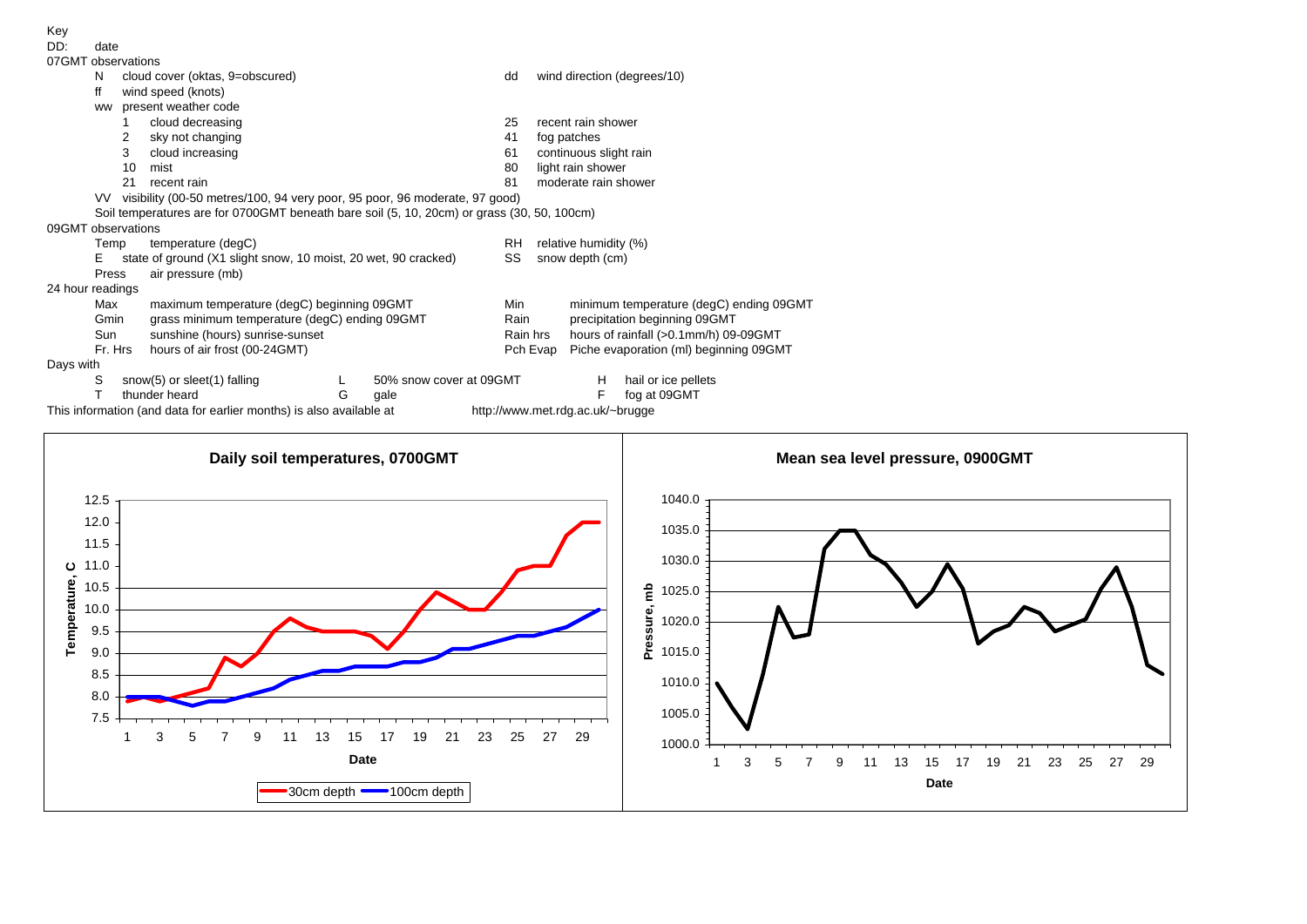Key

DD: date

07GMT observations

- N cloud cover (oktas, 9=obscured)
- dd wind direction (degrees/10)
- ff wind speed (knots)
- ww present weather code

| Code | Meaning | Code | Meaning |
|---|---|---|---|
| 1 | cloud decreasing | 25 | recent rain shower |
| 2 | sky not changing | 41 | fog patches |
| 3 | cloud increasing | 61 | continuous slight rain |
| 10 | mist | 80 | light rain shower |
| 21 | recent rain | 81 | moderate rain shower |

- VV visibility (00-50 metres/100, 94 very poor, 95 poor, 96 moderate, 97 good)
- Soil temperatures are for 0700GMT beneath bare soil (5, 10, 20cm) or grass (30, 50, 100cm)

09GMT observations

- Temp temperature (degC)
- RH relative humidity (%)
- E state of ground (X1 slight snow, 10 moist, 20 wet, 90 cracked)
- SS snow depth (cm)
- Press air pressure (mb)

24 hour readings

- Max maximum temperature (degC) beginning 09GMT
- Min minimum temperature (degC) ending 09GMT
- Gmin grass minimum temperature (degC) ending 09GMT
- Rain precipitation beginning 09GMT
- Sun sunshine (hours) sunrise-sunset
- Rain hrs hours of rainfall (>0.1mm/h) 09-09GMT
- Fr. Hrs hours of air frost (00-24GMT)
- Pch Evap Piche evaporation (ml) beginning 09GMT

Days with

- S snow(5) or sleet(1) falling
- L 50% snow cover at 09GMT
- H hail or ice pellets
- T thunder heard
- G gale
- F fog at 09GMT

This information (and data for earlier months) is also available at http://www.met.rdg.ac.uk/~brugge

**Daily soil temperatures, 0700GMT**

**Mean sea level pressure, 0900GMT**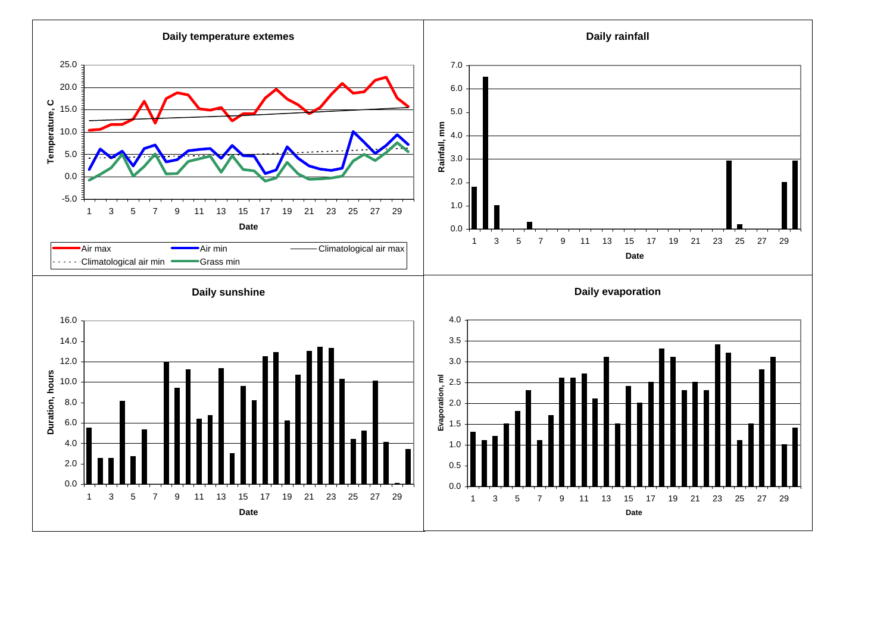**Daily temperature extemes**

Temperature, C

25.0
20.0
15.0
10.0
5.0
0.0
-5.0

1 3 5 7 9 11 13 15 17 19 21 23 25 27 29

Date

Air max
Air min
Climatological air max
Climatological air min
Grass min

**Daily rainfall**

Rainfall, mm

7.0
6.0
5.0
4.0
3.0
2.0
1.0
0.0

1 3 5 7 9 11 13 15 17 19 21 23 25 27 29

Date

**Daily sunshine**

Duration, hours

16.0
14.0
12.0
10.0
8.0
6.0
4.0
2.0
0.0

1 3 5 7 9 11 13 15 17 19 21 23 25 27 29

Date

**Daily evaporation**

Evaporation, ml

4.0
3.5
3.0
2.5
2.0
1.5
1.0
0.5
0.0

1 3 5 7 9 11 13 15 17 19 21 23 25 27 29

Date